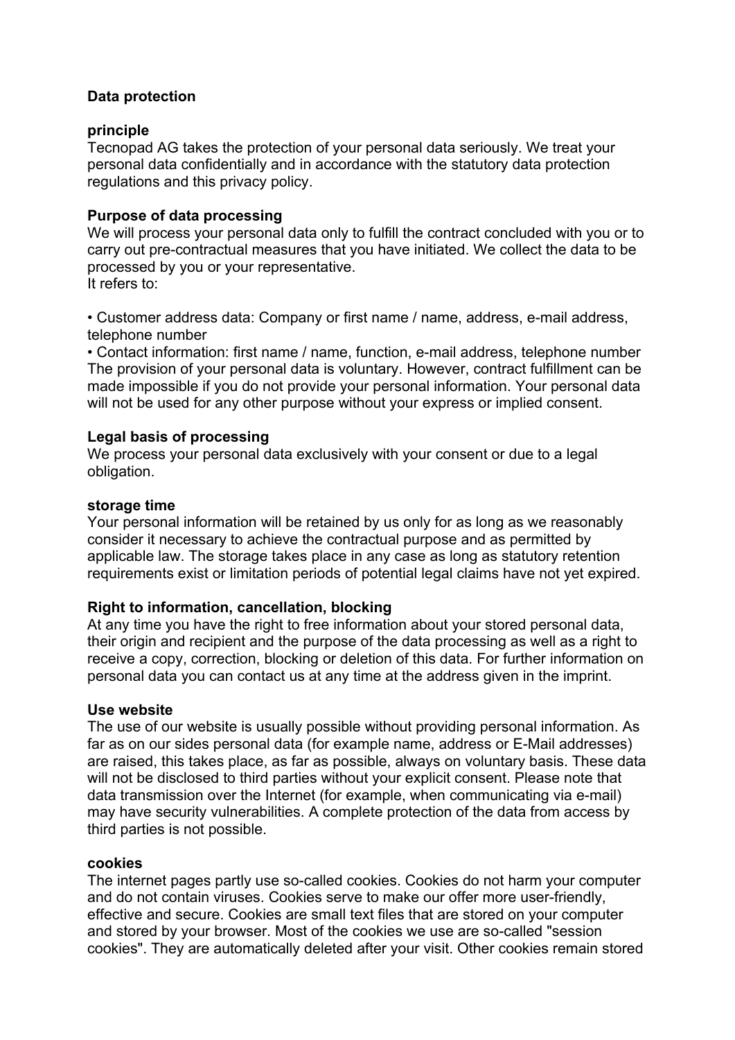# Data protection

## principle

Tecnopad AG takes the protection of your personal data seriously. We treat your personal data confidentially and in accordance with the statutory data protection regulations and this privacy policy.

## Purpose of data processing

We will process your personal data only to fulfill the contract concluded with you or to carry out pre-contractual measures that you have initiated. We collect the data to be processed by you or your representative.
It refers to:

- Customer address data: Company or first name / name, address, e-mail address, telephone number
- Contact information: first name / name, function, e-mail address, telephone number

The provision of your personal data is voluntary. However, contract fulfillment can be made impossible if you do not provide your personal information. Your personal data will not be used for any other purpose without your express or implied consent.

## Legal basis of processing

We process your personal data exclusively with your consent or due to a legal obligation.

## storage time

Your personal information will be retained by us only for as long as we reasonably consider it necessary to achieve the contractual purpose and as permitted by applicable law. The storage takes place in any case as long as statutory retention requirements exist or limitation periods of potential legal claims have not yet expired.

## Right to information, cancellation, blocking

At any time you have the right to free information about your stored personal data, their origin and recipient and the purpose of the data processing as well as a right to receive a copy, correction, blocking or deletion of this data. For further information on personal data you can contact us at any time at the address given in the imprint.

## Use website

The use of our website is usually possible without providing personal information. As far as on our sides personal data (for example name, address or E-Mail addresses) are raised, this takes place, as far as possible, always on voluntary basis. These data will not be disclosed to third parties without your explicit consent. Please note that data transmission over the Internet (for example, when communicating via e-mail) may have security vulnerabilities. A complete protection of the data from access by third parties is not possible.

## cookies

The internet pages partly use so-called cookies. Cookies do not harm your computer and do not contain viruses. Cookies serve to make our offer more user-friendly, effective and secure. Cookies are small text files that are stored on your computer and stored by your browser. Most of the cookies we use are so-called "session cookies". They are automatically deleted after your visit. Other cookies remain stored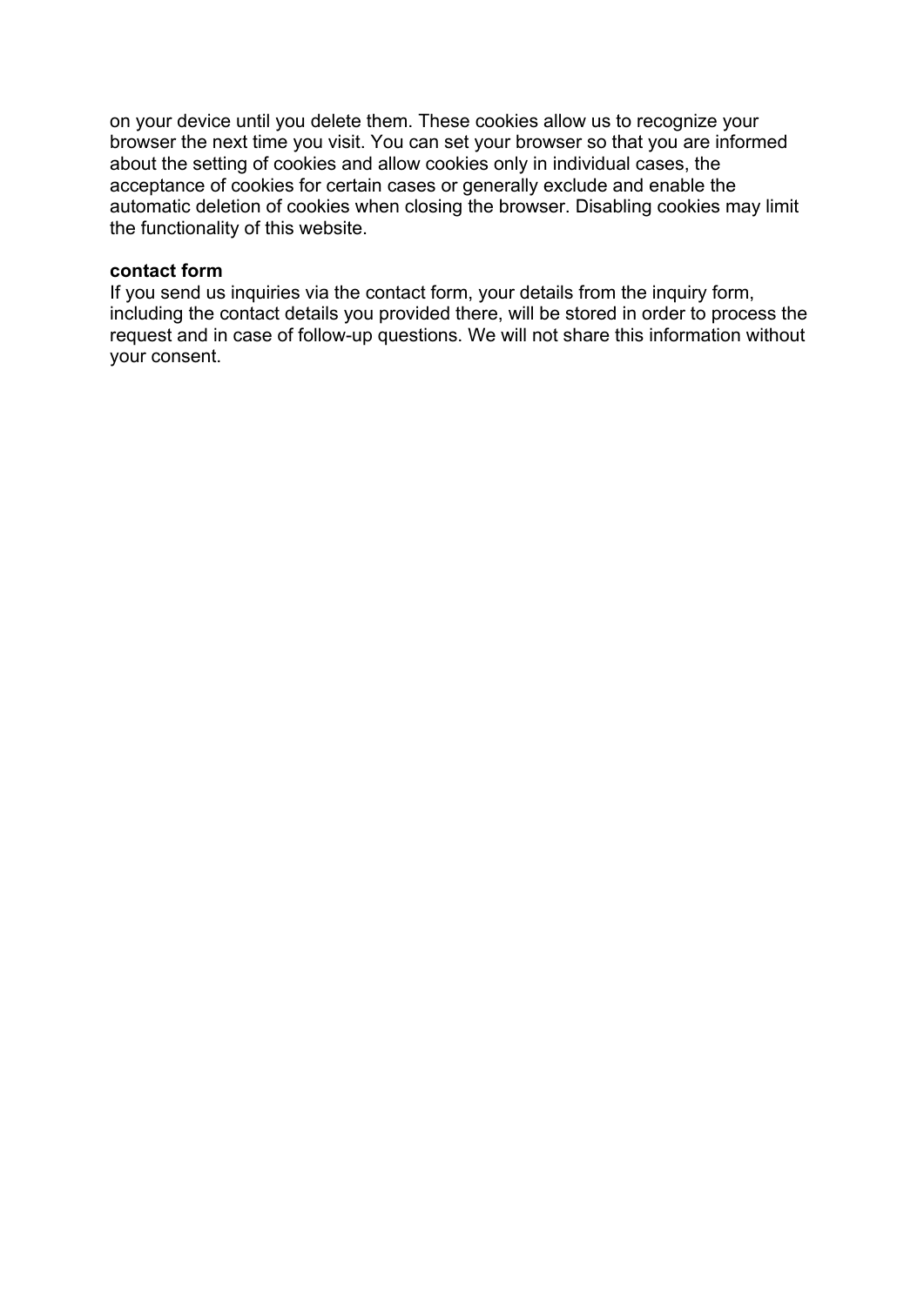on your device until you delete them. These cookies allow us to recognize your browser the next time you visit. You can set your browser so that you are informed about the setting of cookies and allow cookies only in individual cases, the acceptance of cookies for certain cases or generally exclude and enable the automatic deletion of cookies when closing the browser. Disabling cookies may limit the functionality of this website.

**contact form**

If you send us inquiries via the contact form, your details from the inquiry form, including the contact details you provided there, will be stored in order to process the request and in case of follow-up questions. We will not share this information without your consent.